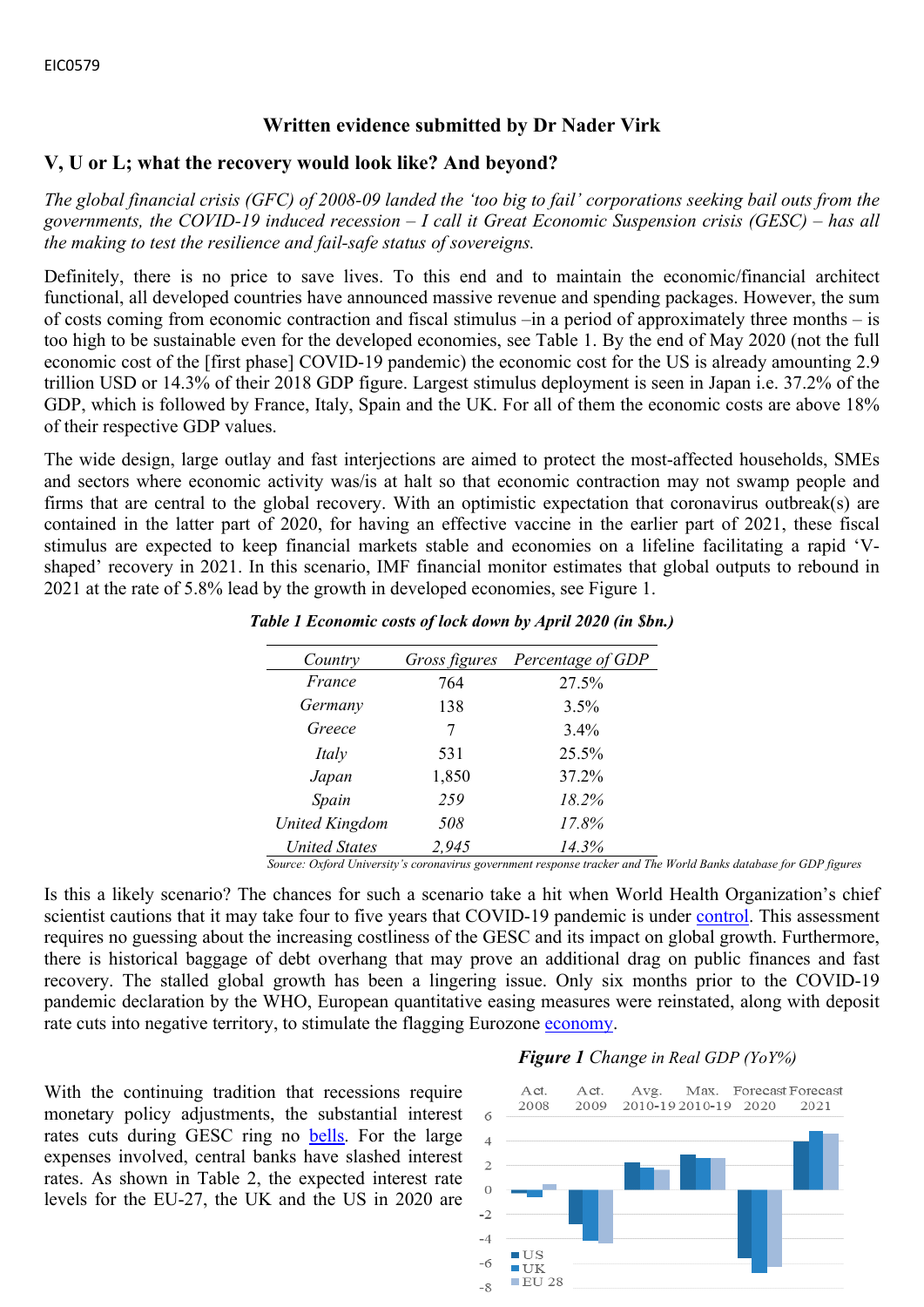EIC0579

**Written evidence submitted by Dr Nader Virk**

## V, U or L; what the recovery would look like? And beyond?

*The global financial crisis (GFC) of 2008-09 landed the 'too big to fail' corporations seeking bail outs from the governments, the COVID-19 induced recession – I call it Great Economic Suspension crisis (GESC) – has all the making to test the resilience and fail-safe status of sovereigns.*

Definitely, there is no price to save lives. To this end and to maintain the economic/financial architect functional, all developed countries have announced massive revenue and spending packages. However, the sum of costs coming from economic contraction and fiscal stimulus –in a period of approximately three months – is too high to be sustainable even for the developed economies, see Table 1. By the end of May 2020 (not the full economic cost of the [first phase] COVID-19 pandemic) the economic cost for the US is already amounting 2.9 trillion USD or 14.3% of their 2018 GDP figure. Largest stimulus deployment is seen in Japan i.e. 37.2% of the GDP, which is followed by France, Italy, Spain and the UK. For all of them the economic costs are above 18% of their respective GDP values.

The wide design, large outlay and fast interjections are aimed to protect the most-affected households, SMEs and sectors where economic activity was/is at halt so that economic contraction may not swamp people and firms that are central to the global recovery. With an optimistic expectation that coronavirus outbreak(s) are contained in the latter part of 2020, for having an effective vaccine in the earlier part of 2021, these fiscal stimulus are expected to keep financial markets stable and economies on a lifeline facilitating a rapid 'V-shaped' recovery in 2021. In this scenario, IMF financial monitor estimates that global outputs to rebound in 2021 at the rate of 5.8% lead by the growth in developed economies, see Figure 1.

***Table 1 Economic costs of lock down by April 2020 (in $bn.)***

| *Country* | *Gross figures* | *Percentage of GDP* |
|---|---|---|
| *France* | 764 | 27.5% |
| *Germany* | 138 | 3.5% |
| *Greece* | 7 | 3.4% |
| *Italy* | 531 | 25.5% |
| *Japan* | 1,850 | 37.2% |
| *Spain* | *259* | *18.2%* |
| *United Kingdom* | *508* | *17.8%* |
| *United States* | *2,945* | *14.3%* |

*Source: Oxford University's coronavirus government response tracker and The World Banks database for GDP figures*

Is this a likely scenario? The chances for such a scenario take a hit when World Health Organization's chief scientist cautions that it may take four to five years that COVID-19 pandemic is under control. This assessment requires no guessing about the increasing costliness of the GESC and its impact on global growth. Furthermore, there is historical baggage of debt overhang that may prove an additional drag on public finances and fast recovery. The stalled global growth has been a lingering issue. Only six months prior to the COVID-19 pandemic declaration by the WHO, European quantitative easing measures were reinstated, along with deposit rate cuts into negative territory, to stimulate the flagging Eurozone economy.

With the continuing tradition that recessions require monetary policy adjustments, the substantial interest rates cuts during GESC ring no bells. For the large expenses involved, central banks have slashed interest rates. As shown in Table 2, the expected interest rate levels for the EU-27, the UK and the US in 2020 are

***Figure 1** Change in Real GDP (YoY%)*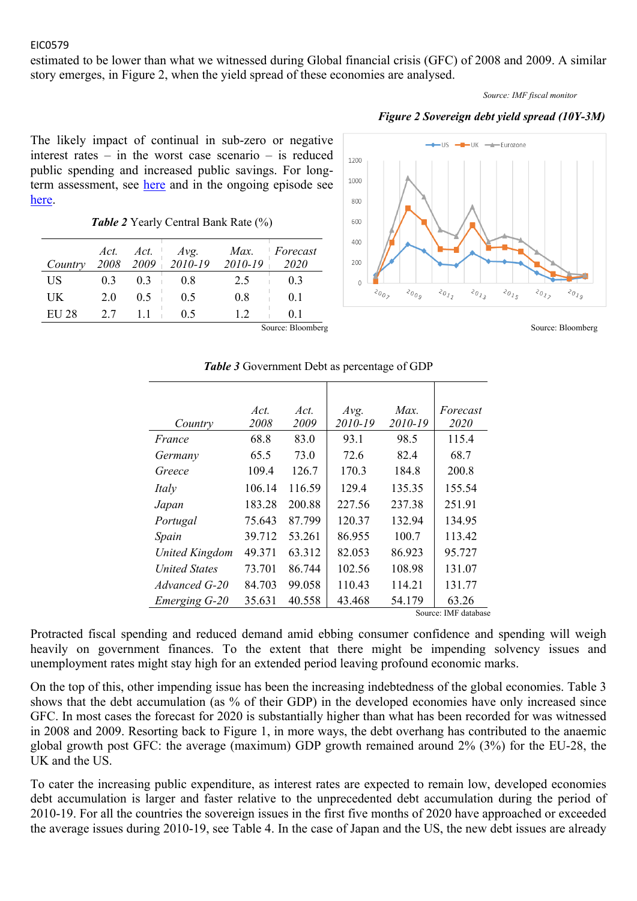estimated to be lower than what we witnessed during Global financial crisis (GFC) of 2008 and 2009. A similar story emerges, in Figure 2, when the yield spread of these economies are analysed.

Source: IMF fiscal monitor

***Figure 2 Sovereign debt yield spread (10Y-3M)***

Source: Bloomberg

The likely impact of continual in sub-zero or negative interest rates – in the worst case scenario – is reduced public spending and increased public savings. For long-term assessment, see [here](#) and in the ongoing episode see [here](#).

***Table 2*** Yearly Central Bank Rate (%)

| *Country* | *Act. 2008* | *Act. 2009* | *Avg. 2010-19* | *Max. 2010-19* | *Forecast 2020* |
|---|---|---|---|---|---|
| US | 0.3 | 0.3 | 0.8 | 2.5 | 0.3 |
| UK | 2.0 | 0.5 | 0.5 | 0.8 | 0.1 |
| EU 28 | 2.7 | 1.1 | 0.5 | 1.2 | 0.1 |

Source: Bloomberg

***Table 3*** Government Debt as percentage of GDP

| *Country* | *Act. 2008* | *Act. 2009* | *Avg. 2010-19* | *Max. 2010-19* | *Forecast 2020* |
|---|---|---|---|---|---|
| *France* | 68.8 | 83.0 | 93.1 | 98.5 | 115.4 |
| *Germany* | 65.5 | 73.0 | 72.6 | 82.4 | 68.7 |
| *Greece* | 109.4 | 126.7 | 170.3 | 184.8 | 200.8 |
| *Italy* | 106.14 | 116.59 | 129.4 | 135.35 | 155.54 |
| *Japan* | 183.28 | 200.88 | 227.56 | 237.38 | 251.91 |
| *Portugal* | 75.643 | 87.799 | 120.37 | 132.94 | 134.95 |
| *Spain* | 39.712 | 53.261 | 86.955 | 100.7 | 113.42 |
| *United Kingdom* | 49.371 | 63.312 | 82.053 | 86.923 | 95.727 |
| *United States* | 73.701 | 86.744 | 102.56 | 108.98 | 131.07 |
| *Advanced G-20* | 84.703 | 99.058 | 110.43 | 114.21 | 131.77 |
| *Emerging G-20* | 35.631 | 40.558 | 43.468 | 54.179 | 63.26 |

Source: IMF database

Protracted fiscal spending and reduced demand amid ebbing consumer confidence and spending will weigh heavily on government finances. To the extent that there might be impending solvency issues and unemployment rates might stay high for an extended period leaving profound economic marks.

On the top of this, other impending issue has been the increasing indebtedness of the global economies. Table 3 shows that the debt accumulation (as % of their GDP) in the developed economies have only increased since GFC. In most cases the forecast for 2020 is substantially higher than what has been recorded for was witnessed in 2008 and 2009. Resorting back to Figure 1, in more ways, the debt overhang has contributed to the anaemic global growth post GFC: the average (maximum) GDP growth remained around 2% (3%) for the EU-28, the UK and the US.

To cater the increasing public expenditure, as interest rates are expected to remain low, developed economies debt accumulation is larger and faster relative to the unprecedented debt accumulation during the period of 2010-19. For all the countries the sovereign issues in the first five months of 2020 have approached or exceeded the average issues during 2010-19, see Table 4. In the case of Japan and the US, the new debt issues are already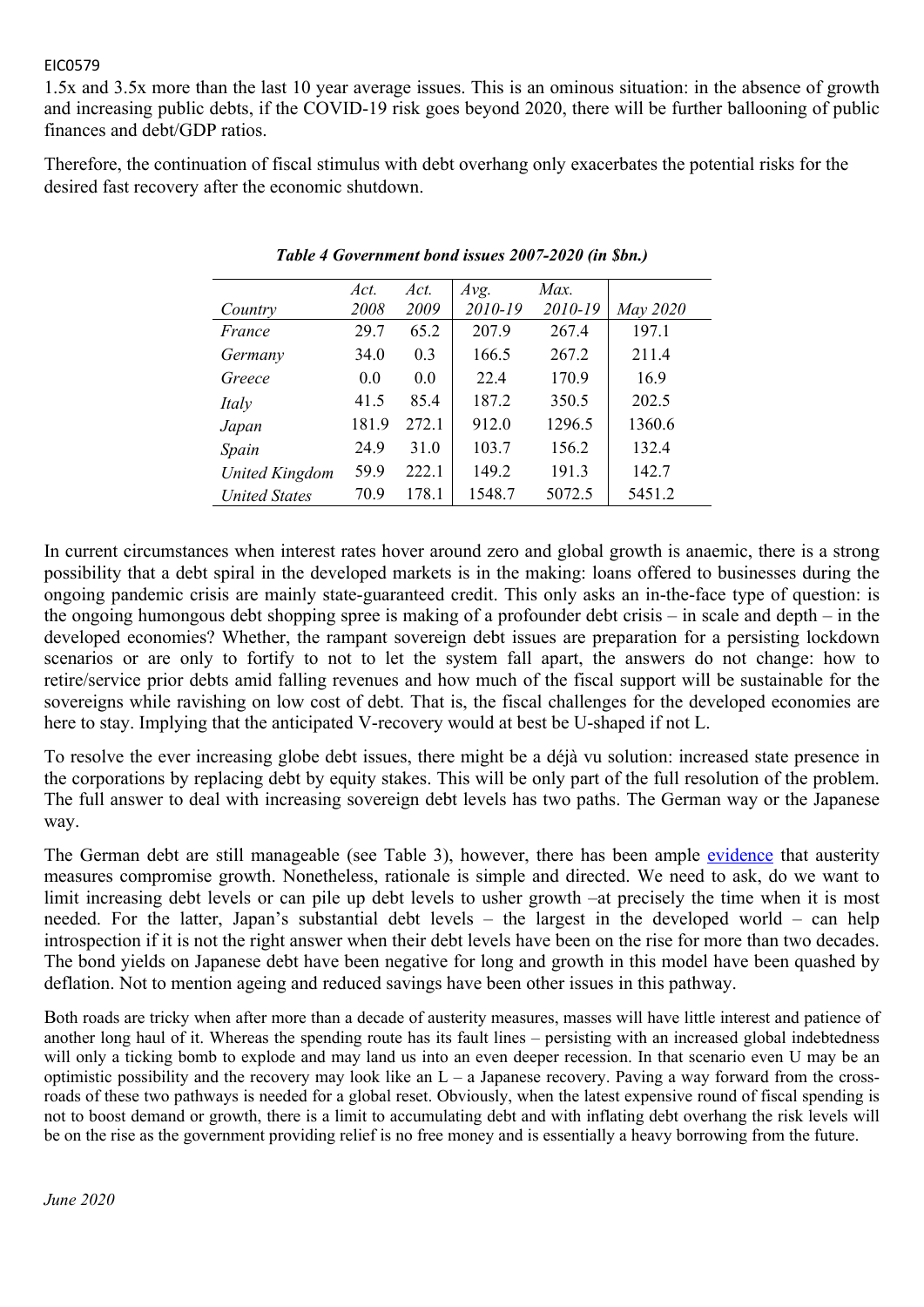1.5x and 3.5x more than the last 10 year average issues. This is an ominous situation: in the absence of growth and increasing public debts, if the COVID-19 risk goes beyond 2020, there will be further ballooning of public finances and debt/GDP ratios.

Therefore, the continuation of fiscal stimulus with debt overhang only exacerbates the potential risks for the desired fast recovery after the economic shutdown.

***Table 4 Government bond issues 2007-2020 (in $bn.)***

| *Country* | *Act. 2008* | *Act. 2009* | *Avg. 2010-19* | *Max. 2010-19* | *May 2020* |
|---|---|---|---|---|---|
| *France* | 29.7 | 65.2 | 207.9 | 267.4 | 197.1 |
| *Germany* | 34.0 | 0.3 | 166.5 | 267.2 | 211.4 |
| *Greece* | 0.0 | 0.0 | 22.4 | 170.9 | 16.9 |
| *Italy* | 41.5 | 85.4 | 187.2 | 350.5 | 202.5 |
| *Japan* | 181.9 | 272.1 | 912.0 | 1296.5 | 1360.6 |
| *Spain* | 24.9 | 31.0 | 103.7 | 156.2 | 132.4 |
| *United Kingdom* | 59.9 | 222.1 | 149.2 | 191.3 | 142.7 |
| *United States* | 70.9 | 178.1 | 1548.7 | 5072.5 | 5451.2 |

In current circumstances when interest rates hover around zero and global growth is anaemic, there is a strong possibility that a debt spiral in the developed markets is in the making: loans offered to businesses during the ongoing pandemic crisis are mainly state-guaranteed credit. This only asks an in-the-face type of question: is the ongoing humongous debt shopping spree is making of a profounder debt crisis – in scale and depth – in the developed economies? Whether, the rampant sovereign debt issues are preparation for a persisting lockdown scenarios or are only to fortify to not to let the system fall apart, the answers do not change: how to retire/service prior debts amid falling revenues and how much of the fiscal support will be sustainable for the sovereigns while ravishing on low cost of debt. That is, the fiscal challenges for the developed economies are here to stay. Implying that the anticipated V-recovery would at best be U-shaped if not L.

To resolve the ever increasing globe debt issues, there might be a déjà vu solution: increased state presence in the corporations by replacing debt by equity stakes. This will be only part of the full resolution of the problem. The full answer to deal with increasing sovereign debt levels has two paths. The German way or the Japanese way.

The German debt are still manageable (see Table 3), however, there has been ample evidence that austerity measures compromise growth. Nonetheless, rationale is simple and directed. We need to ask, do we want to limit increasing debt levels or can pile up debt levels to usher growth –at precisely the time when it is most needed. For the latter, Japan's substantial debt levels – the largest in the developed world – can help introspection if it is not the right answer when their debt levels have been on the rise for more than two decades. The bond yields on Japanese debt have been negative for long and growth in this model have been quashed by deflation. Not to mention ageing and reduced savings have been other issues in this pathway.

Both roads are tricky when after more than a decade of austerity measures, masses will have little interest and patience of another long haul of it. Whereas the spending route has its fault lines – persisting with an increased global indebtedness will only a ticking bomb to explode and may land us into an even deeper recession. In that scenario even U may be an optimistic possibility and the recovery may look like an L – a Japanese recovery. Paving a way forward from the cross-roads of these two pathways is needed for a global reset. Obviously, when the latest expensive round of fiscal spending is not to boost demand or growth, there is a limit to accumulating debt and with inflating debt overhang the risk levels will be on the rise as the government providing relief is no free money and is essentially a heavy borrowing from the future.

*June 2020*